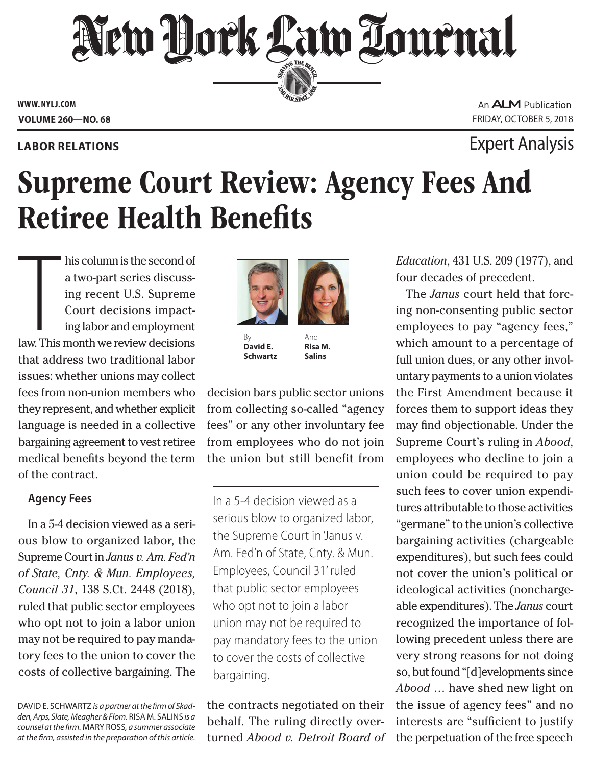# New York Law Journal

WWW.NYLJ.COM

VOLUME 260—NO. 68

An ALM Publication

FRIDAY, OCTOBER 5, 2018

**LABOR RELATIONS**

Expert Analysis

# Supreme Court Review: Agency Fees And Retiree Health Benefits

By **David E. Schwartz** And **Risa M. Salins**

This column is the second of a two-part series discussing recent U.S. Supreme Court decisions impacting labor and employment law. This month we review decisions that address two traditional labor issues: whether unions may collect fees from non-union members who they represent, and whether explicit language is needed in a collective bargaining agreement to vest retiree medical benefits beyond the term of the contract.

### Agency Fees

In a 5-4 decision viewed as a serious blow to organized labor, the Supreme Court in *Janus v. Am. Fed'n of State, Cnty. & Mun. Employees, Council 31*, 138 S.Ct. 2448 (2018), ruled that public sector employees who opt not to join a labor union may not be required to pay mandatory fees to the union to cover the costs of collective bargaining. The decision bars public sector unions from collecting so-called "agency fees" or any other involuntary fee from employees who do not join the union but still benefit from the contracts negotiated on their behalf. The ruling directly overturned *Abood v. Detroit Board of Education*, 431 U.S. 209 (1977), and four decades of precedent.

> In a 5-4 decision viewed as a serious blow to organized labor, the Supreme Court in 'Janus v. Am. Fed'n of State, Cnty. & Mun. Employees, Council 31' ruled that public sector employees who opt not to join a labor union may not be required to pay mandatory fees to the union to cover the costs of collective bargaining.

The *Janus* court held that forcing non-consenting public sector employees to pay "agency fees," which amount to a percentage of full union dues, or any other involuntary payments to a union violates the First Amendment because it forces them to support ideas they may find objectionable. Under the Supreme Court's ruling in *Abood*, employees who decline to join a union could be required to pay such fees to cover union expenditures attributable to those activities "germane" to the union's collective bargaining activities (chargeable expenditures), but such fees could not cover the union's political or ideological activities (nonchargeable expenditures). The *Janus* court recognized the importance of following precedent unless there are very strong reasons for not doing so, but found "[d]evelopments since *Abood* … have shed new light on the issue of agency fees" and no interests are "sufficient to justify the perpetuation of the free speech

---

DAVID E. SCHWARTZ *is a partner at the firm of Skadden, Arps, Slate, Meagher & Flom.* RISA M. SALINS *is a counsel at the firm.* MARY ROSS, *a summer associate at the firm, assisted in the preparation of this article.*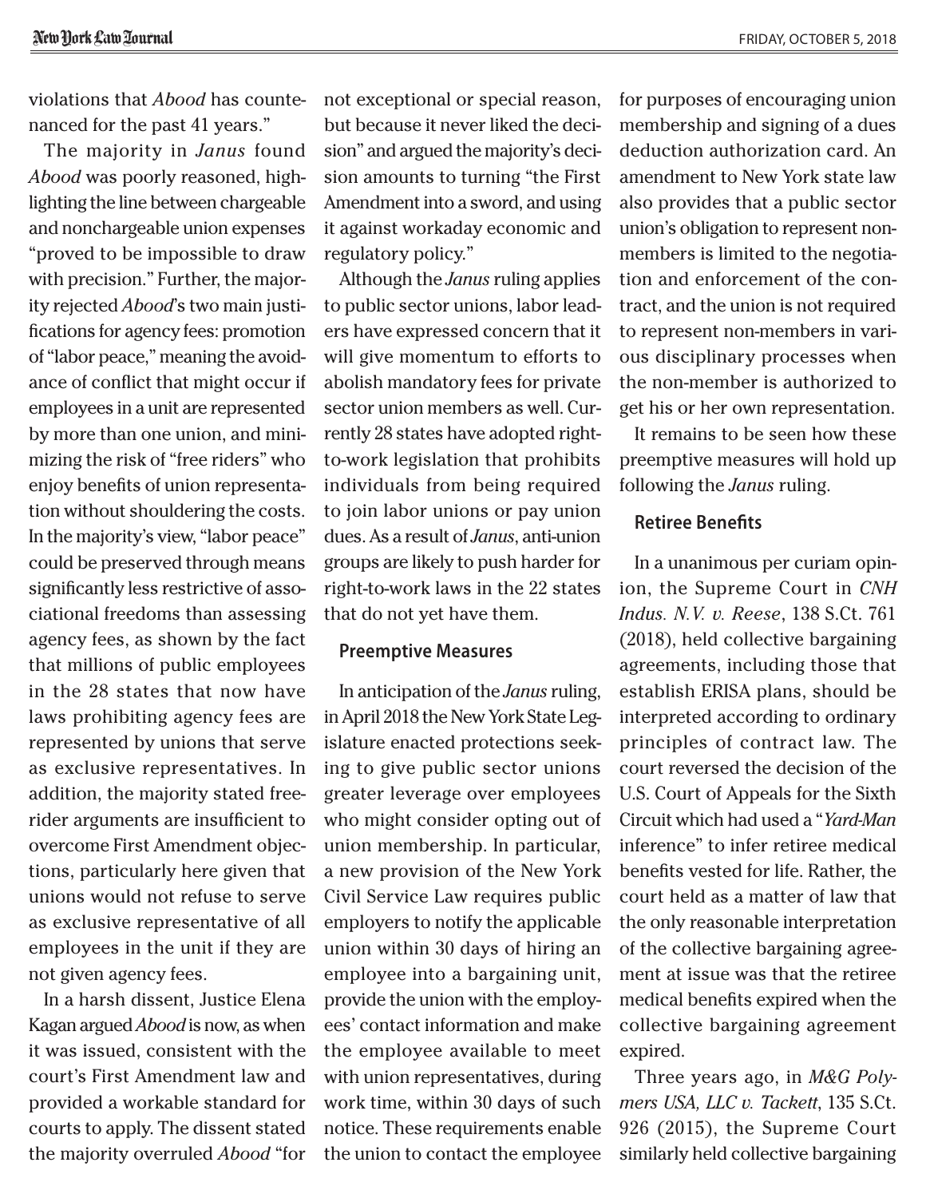violations that *Abood* has countenanced for the past 41 years."

The majority in *Janus* found *Abood* was poorly reasoned, highlighting the line between chargeable and nonchargeable union expenses "proved to be impossible to draw with precision." Further, the majority rejected *Abood*'s two main justifications for agency fees: promotion of "labor peace," meaning the avoidance of conflict that might occur if employees in a unit are represented by more than one union, and minimizing the risk of "free riders" who enjoy benefits of union representation without shouldering the costs. In the majority's view, "labor peace" could be preserved through means significantly less restrictive of associational freedoms than assessing agency fees, as shown by the fact that millions of public employees in the 28 states that now have laws prohibiting agency fees are represented by unions that serve as exclusive representatives. In addition, the majority stated free-rider arguments are insufficient to overcome First Amendment objections, particularly here given that unions would not refuse to serve as exclusive representative of all employees in the unit if they are not given agency fees.

In a harsh dissent, Justice Elena Kagan argued *Abood* is now, as when it was issued, consistent with the court's First Amendment law and provided a workable standard for courts to apply. The dissent stated the majority overruled *Abood* "for not exceptional or special reason, but because it never liked the decision" and argued the majority's decision amounts to turning "the First Amendment into a sword, and using it against workaday economic and regulatory policy."

Although the *Janus* ruling applies to public sector unions, labor leaders have expressed concern that it will give momentum to efforts to abolish mandatory fees for private sector union members as well. Currently 28 states have adopted right-to-work legislation that prohibits individuals from being required to join labor unions or pay union dues. As a result of *Janus*, anti-union groups are likely to push harder for right-to-work laws in the 22 states that do not yet have them.

### Preemptive Measures

In anticipation of the *Janus* ruling, in April 2018 the New York State Legislature enacted protections seeking to give public sector unions greater leverage over employees who might consider opting out of union membership. In particular, a new provision of the New York Civil Service Law requires public employers to notify the applicable union within 30 days of hiring an employee into a bargaining unit, provide the union with the employees' contact information and make the employee available to meet with union representatives, during work time, within 30 days of such notice. These requirements enable the union to contact the employee for purposes of encouraging union membership and signing of a dues deduction authorization card. An amendment to New York state law also provides that a public sector union's obligation to represent non-members is limited to the negotiation and enforcement of the contract, and the union is not required to represent non-members in various disciplinary processes when the non-member is authorized to get his or her own representation.

It remains to be seen how these preemptive measures will hold up following the *Janus* ruling.

### Retiree Benefits

In a unanimous per curiam opinion, the Supreme Court in *CNH Indus. N.V. v. Reese*, 138 S.Ct. 761 (2018), held collective bargaining agreements, including those that establish ERISA plans, should be interpreted according to ordinary principles of contract law. The court reversed the decision of the U.S. Court of Appeals for the Sixth Circuit which had used a "*Yard-Man* inference" to infer retiree medical benefits vested for life. Rather, the court held as a matter of law that the only reasonable interpretation of the collective bargaining agreement at issue was that the retiree medical benefits expired when the collective bargaining agreement expired.

Three years ago, in *M&G Polymers USA, LLC v. Tackett*, 135 S.Ct. 926 (2015), the Supreme Court similarly held collective bargaining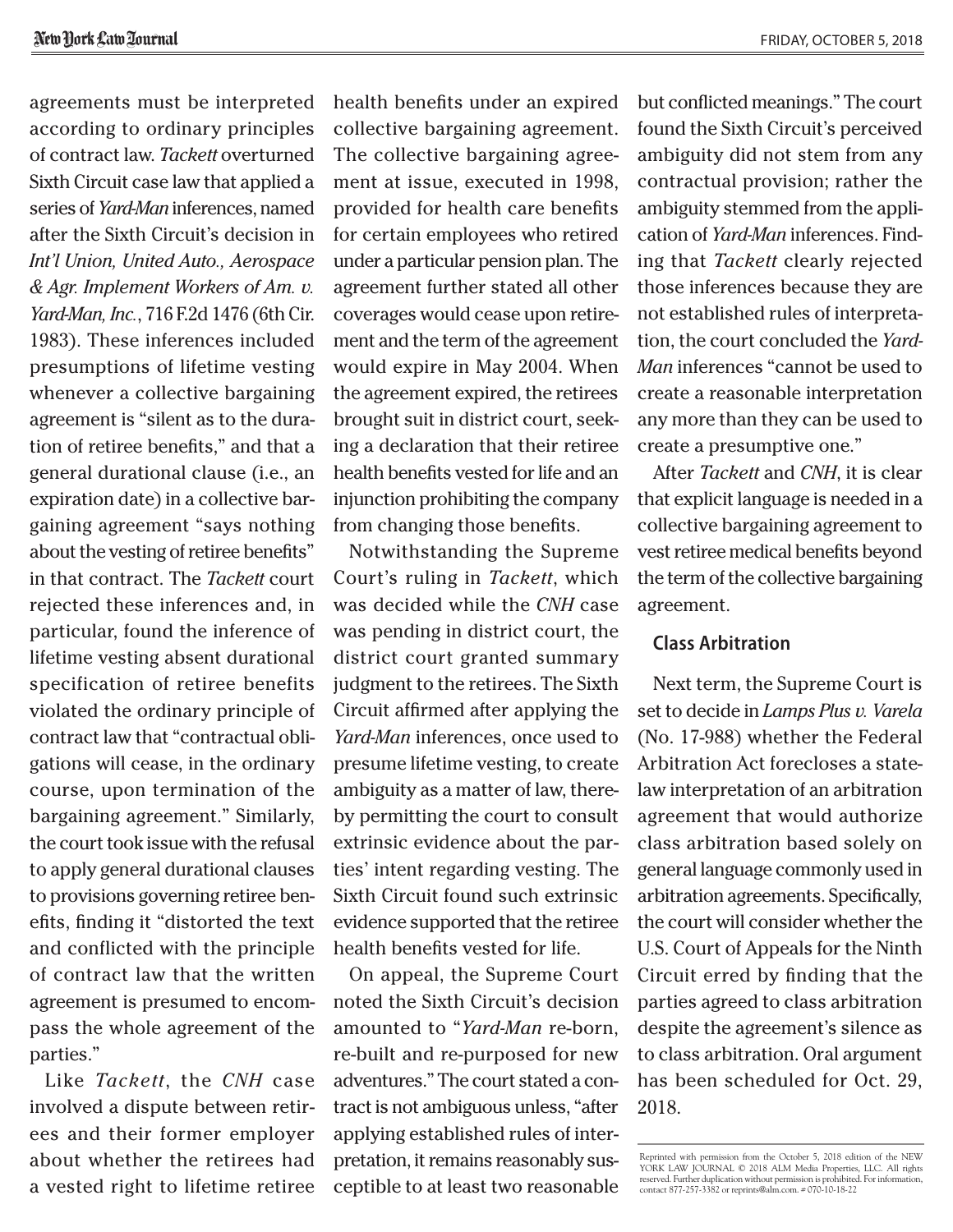agreements must be interpreted according to ordinary principles of contract law. *Tackett* overturned Sixth Circuit case law that applied a series of *Yard-Man* inferences, named after the Sixth Circuit's decision in *Int'l Union, United Auto., Aerospace & Agr. Implement Workers of Am. v. Yard-Man, Inc.*, 716 F.2d 1476 (6th Cir. 1983). These inferences included presumptions of lifetime vesting whenever a collective bargaining agreement is "silent as to the duration of retiree benefits," and that a general durational clause (i.e., an expiration date) in a collective bargaining agreement "says nothing about the vesting of retiree benefits" in that contract. The *Tackett* court rejected these inferences and, in particular, found the inference of lifetime vesting absent durational specification of retiree benefits violated the ordinary principle of contract law that "contractual obligations will cease, in the ordinary course, upon termination of the bargaining agreement." Similarly, the court took issue with the refusal to apply general durational clauses to provisions governing retiree benefits, finding it "distorted the text and conflicted with the principle of contract law that the written agreement is presumed to encompass the whole agreement of the parties."

Like *Tackett*, the *CNH* case involved a dispute between retirees and their former employer about whether the retirees had a vested right to lifetime retiree health benefits under an expired collective bargaining agreement. The collective bargaining agreement at issue, executed in 1998, provided for health care benefits for certain employees who retired under a particular pension plan. The agreement further stated all other coverages would cease upon retirement and the term of the agreement would expire in May 2004. When the agreement expired, the retirees brought suit in district court, seeking a declaration that their retiree health benefits vested for life and an injunction prohibiting the company from changing those benefits.

Notwithstanding the Supreme Court's ruling in *Tackett*, which was decided while the *CNH* case was pending in district court, the district court granted summary judgment to the retirees. The Sixth Circuit affirmed after applying the *Yard-Man* inferences, once used to presume lifetime vesting, to create ambiguity as a matter of law, thereby permitting the court to consult extrinsic evidence about the parties' intent regarding vesting. The Sixth Circuit found such extrinsic evidence supported that the retiree health benefits vested for life.

On appeal, the Supreme Court noted the Sixth Circuit's decision amounted to "*Yard-Man* re-born, re-built and re-purposed for new adventures." The court stated a contract is not ambiguous unless, "after applying established rules of interpretation, it remains reasonably susceptible to at least two reasonable but conflicted meanings." The court found the Sixth Circuit's perceived ambiguity did not stem from any contractual provision; rather the ambiguity stemmed from the application of *Yard-Man* inferences. Finding that *Tackett* clearly rejected those inferences because they are not established rules of interpretation, the court concluded the *Yard-Man* inferences "cannot be used to create a reasonable interpretation any more than they can be used to create a presumptive one."

After *Tackett* and *CNH*, it is clear that explicit language is needed in a collective bargaining agreement to vest retiree medical benefits beyond the term of the collective bargaining agreement.

### Class Arbitration

Next term, the Supreme Court is set to decide in *Lamps Plus v. Varela* (No. 17-988) whether the Federal Arbitration Act forecloses a state-law interpretation of an arbitration agreement that would authorize class arbitration based solely on general language commonly used in arbitration agreements. Specifically, the court will consider whether the U.S. Court of Appeals for the Ninth Circuit erred by finding that the parties agreed to class arbitration despite the agreement's silence as to class arbitration. Oral argument has been scheduled for Oct. 29, 2018.

Reprinted with permission from the October 5, 2018 edition of the NEW YORK LAW JOURNAL © 2018 ALM Media Properties, LLC. All rights reserved. Further duplication without permission is prohibited. For information, contact 877-257-3382 or reprints@alm.com. # 070-10-18-22